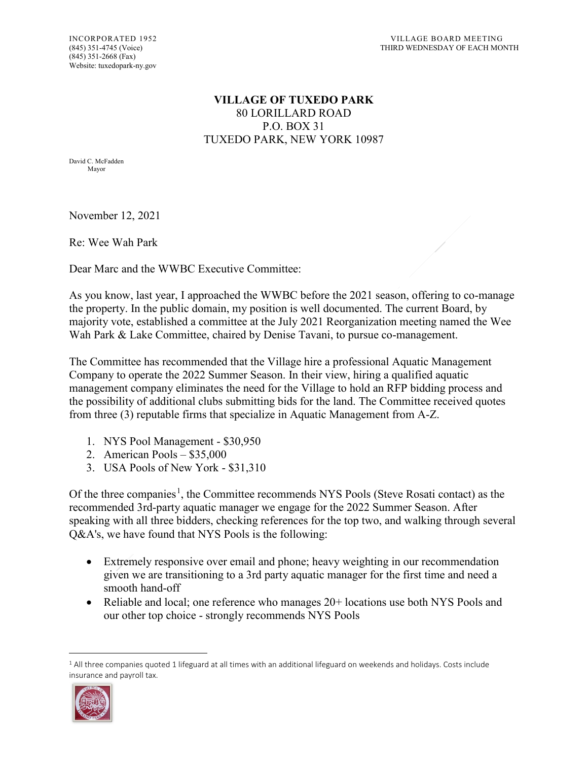INCORPORATED 1952
(845) 351-4745 (Voice)
(845) 351-2668 (Fax)
Website: tuxedopark-ny.gov

VILLAGE BOARD MEETING
THIRD WEDNESDAY OF EACH MONTH

# VILLAGE OF TUXEDO PARK

80 LORILLARD ROAD
P.O. BOX 31
TUXEDO PARK, NEW YORK 10987

David C. McFadden
Mayor

November 12, 2021

Re: Wee Wah Park

Dear Marc and the WWBC Executive Committee:

As you know, last year, I approached the WWBC before the 2021 season, offering to co-manage the property. In the public domain, my position is well documented. The current Board, by majority vote, established a committee at the July 2021 Reorganization meeting named the Wee Wah Park & Lake Committee, chaired by Denise Tavani, to pursue co-management.

The Committee has recommended that the Village hire a professional Aquatic Management Company to operate the 2022 Summer Season. In their view, hiring a qualified aquatic management company eliminates the need for the Village to hold an RFP bidding process and the possibility of additional clubs submitting bids for the land. The Committee received quotes from three (3) reputable firms that specialize in Aquatic Management from A-Z.

1. NYS Pool Management - $30,950
2. American Pools – $35,000
3. USA Pools of New York - $31,310

Of the three companies[1], the Committee recommends NYS Pools (Steve Rosati contact) as the recommended 3rd-party aquatic manager we engage for the 2022 Summer Season. After speaking with all three bidders, checking references for the top two, and walking through several Q&A's, we have found that NYS Pools is the following:

- Extremely responsive over email and phone; heavy weighting in our recommendation given we are transitioning to a 3rd party aquatic manager for the first time and need a smooth hand-off
- Reliable and local; one reference who manages 20+ locations use both NYS Pools and our other top choice - strongly recommends NYS Pools

[1] All three companies quoted 1 lifeguard at all times with an additional lifeguard on weekends and holidays. Costs include insurance and payroll tax.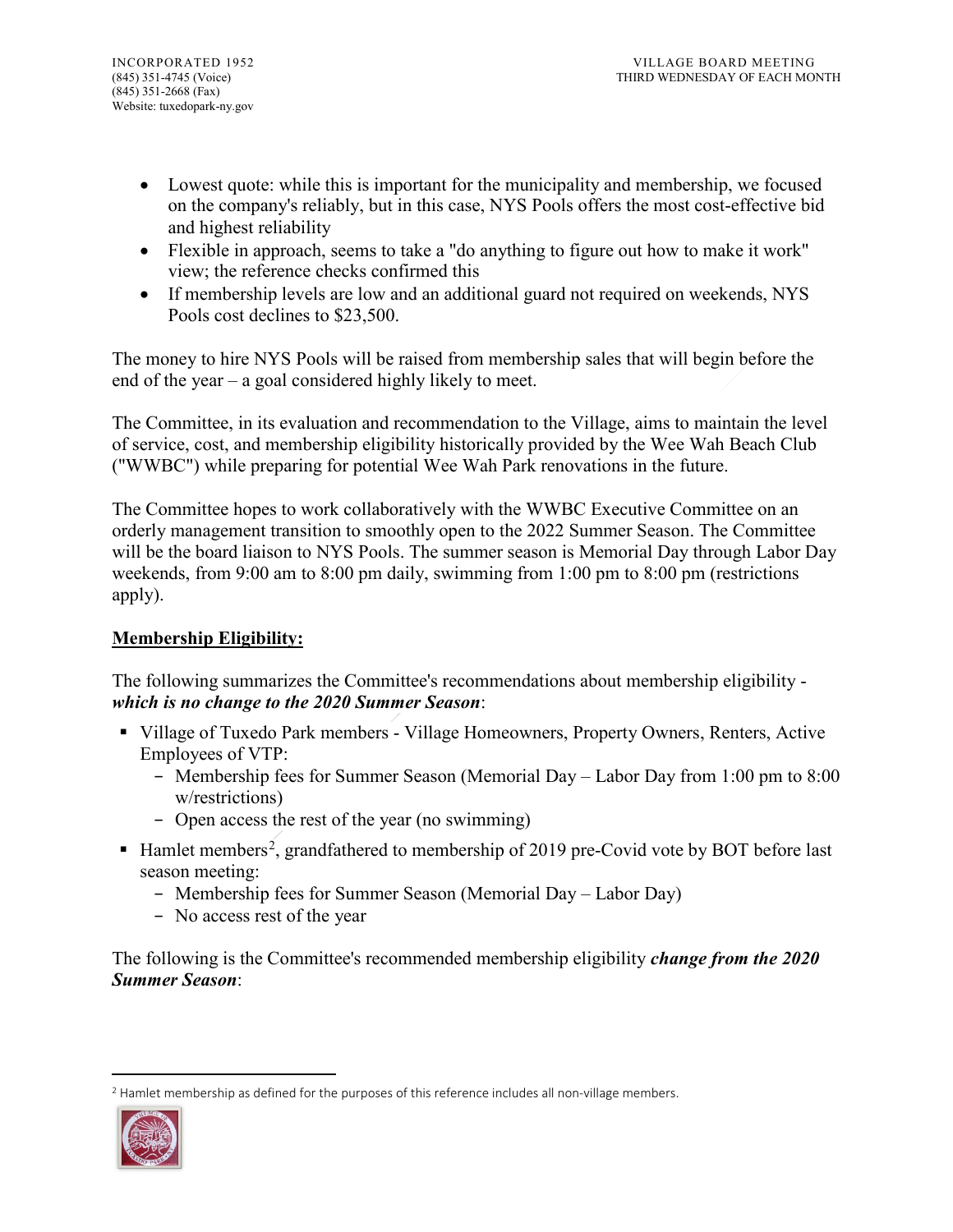- Lowest quote: while this is important for the municipality and membership, we focused on the company's reliably, but in this case, NYS Pools offers the most cost-effective bid and highest reliability
- Flexible in approach, seems to take a "do anything to figure out how to make it work" view; the reference checks confirmed this
- If membership levels are low and an additional guard not required on weekends, NYS Pools cost declines to $23,500.

The money to hire NYS Pools will be raised from membership sales that will begin before the end of the year – a goal considered highly likely to meet.

The Committee, in its evaluation and recommendation to the Village, aims to maintain the level of service, cost, and membership eligibility historically provided by the Wee Wah Beach Club ("WWBC") while preparing for potential Wee Wah Park renovations in the future.

The Committee hopes to work collaboratively with the WWBC Executive Committee on an orderly management transition to smoothly open to the 2022 Summer Season. The Committee will be the board liaison to NYS Pools. The summer season is Memorial Day through Labor Day weekends, from 9:00 am to 8:00 pm daily, swimming from 1:00 pm to 8:00 pm (restrictions apply).

**Membership Eligibility:**

The following summarizes the Committee's recommendations about membership eligibility - ***which is no change to the 2020 Summer Season***:

- Village of Tuxedo Park members - Village Homeowners, Property Owners, Renters, Active Employees of VTP:
  - Membership fees for Summer Season (Memorial Day – Labor Day from 1:00 pm to 8:00 w/restrictions)
  - Open access the rest of the year (no swimming)
- Hamlet members[2], grandfathered to membership of 2019 pre-Covid vote by BOT before last season meeting:
  - Membership fees for Summer Season (Memorial Day – Labor Day)
  - No access rest of the year

The following is the Committee's recommended membership eligibility ***change from the 2020 Summer Season***:

[2] Hamlet membership as defined for the purposes of this reference includes all non-village members.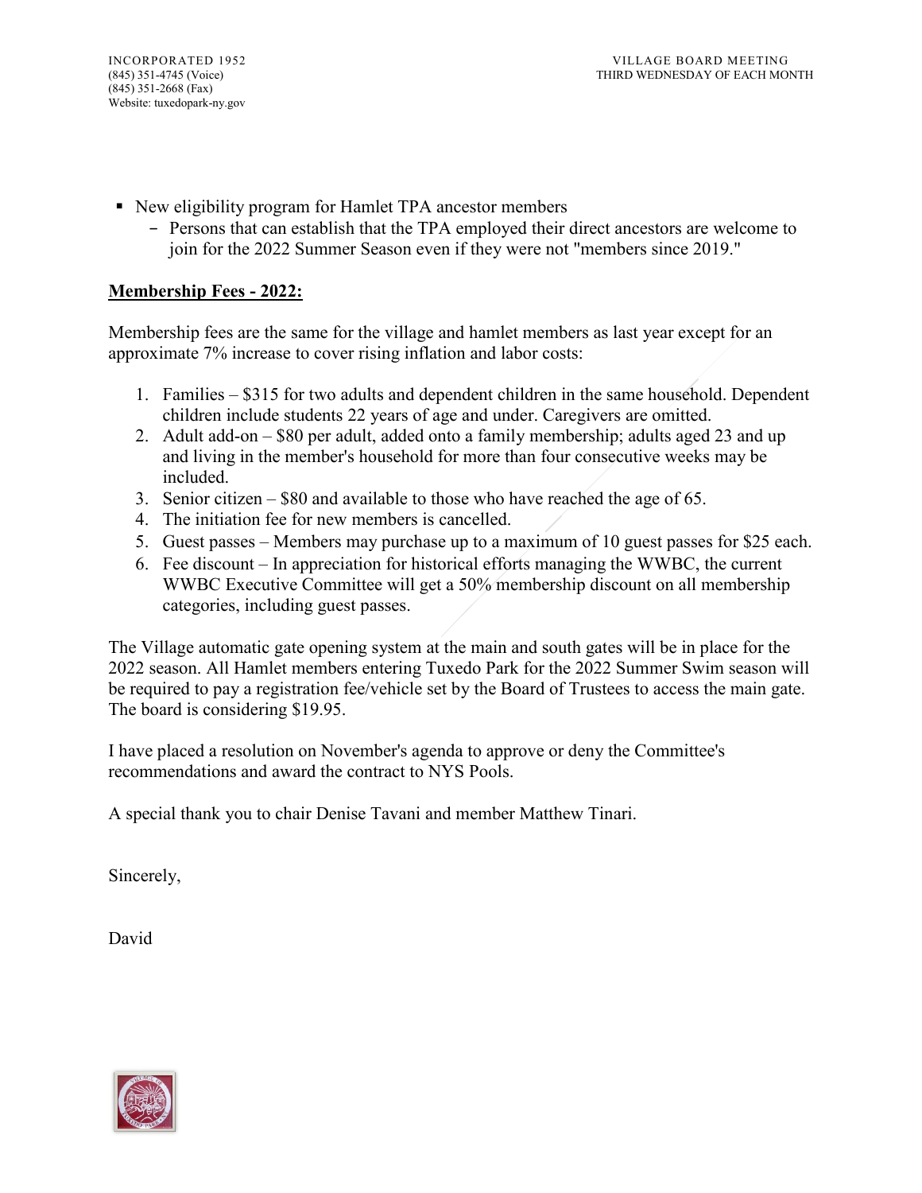- New eligibility program for Hamlet TPA ancestor members
  - Persons that can establish that the TPA employed their direct ancestors are welcome to join for the 2022 Summer Season even if they were not "members since 2019."

**Membership Fees - 2022:**

Membership fees are the same for the village and hamlet members as last year except for an approximate 7% increase to cover rising inflation and labor costs:

1. Families – $315 for two adults and dependent children in the same household. Dependent children include students 22 years of age and under. Caregivers are omitted.
2. Adult add-on – $80 per adult, added onto a family membership; adults aged 23 and up and living in the member's household for more than four consecutive weeks may be included.
3. Senior citizen – $80 and available to those who have reached the age of 65.
4. The initiation fee for new members is cancelled.
5. Guest passes – Members may purchase up to a maximum of 10 guest passes for $25 each.
6. Fee discount – In appreciation for historical efforts managing the WWBC, the current WWBC Executive Committee will get a 50% membership discount on all membership categories, including guest passes.

The Village automatic gate opening system at the main and south gates will be in place for the 2022 season. All Hamlet members entering Tuxedo Park for the 2022 Summer Swim season will be required to pay a registration fee/vehicle set by the Board of Trustees to access the main gate. The board is considering $19.95.

I have placed a resolution on November's agenda to approve or deny the Committee's recommendations and award the contract to NYS Pools.

A special thank you to chair Denise Tavani and member Matthew Tinari.

Sincerely,

David